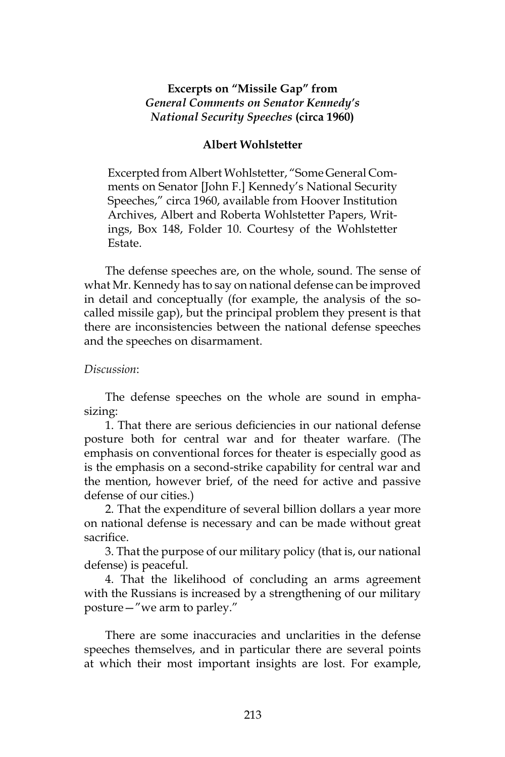# Excerpts on "Missile Gap" from *General Comments on Senator Kennedy's National Security Speeches* (circa 1960)

## Albert Wohlstetter

> Excerpted from Albert Wohlstetter, "Some General Comments on Senator [John F.] Kennedy's National Security Speeches," circa 1960, available from Hoover Institution Archives, Albert and Roberta Wohlstetter Papers, Writings, Box 148, Folder 10. Courtesy of the Wohlstetter Estate.

The defense speeches are, on the whole, sound. The sense of what Mr. Kennedy has to say on national defense can be improved in detail and conceptually (for example, the analysis of the so-called missile gap), but the principal problem they present is that there are inconsistencies between the national defense speeches and the speeches on disarmament.

*Discussion*:

The defense speeches on the whole are sound in emphasizing:

1. That there are serious deficiencies in our national defense posture both for central war and for theater warfare. (The emphasis on conventional forces for theater is especially good as is the emphasis on a second-strike capability for central war and the mention, however brief, of the need for active and passive defense of our cities.)
2. That the expenditure of several billion dollars a year more on national defense is necessary and can be made without great sacrifice.
3. That the purpose of our military policy (that is, our national defense) is peaceful.
4. That the likelihood of concluding an arms agreement with the Russians is increased by a strengthening of our military posture—"we arm to parley."

There are some inaccuracies and unclarities in the defense speeches themselves, and in particular there are several points at which their most important insights are lost. For example,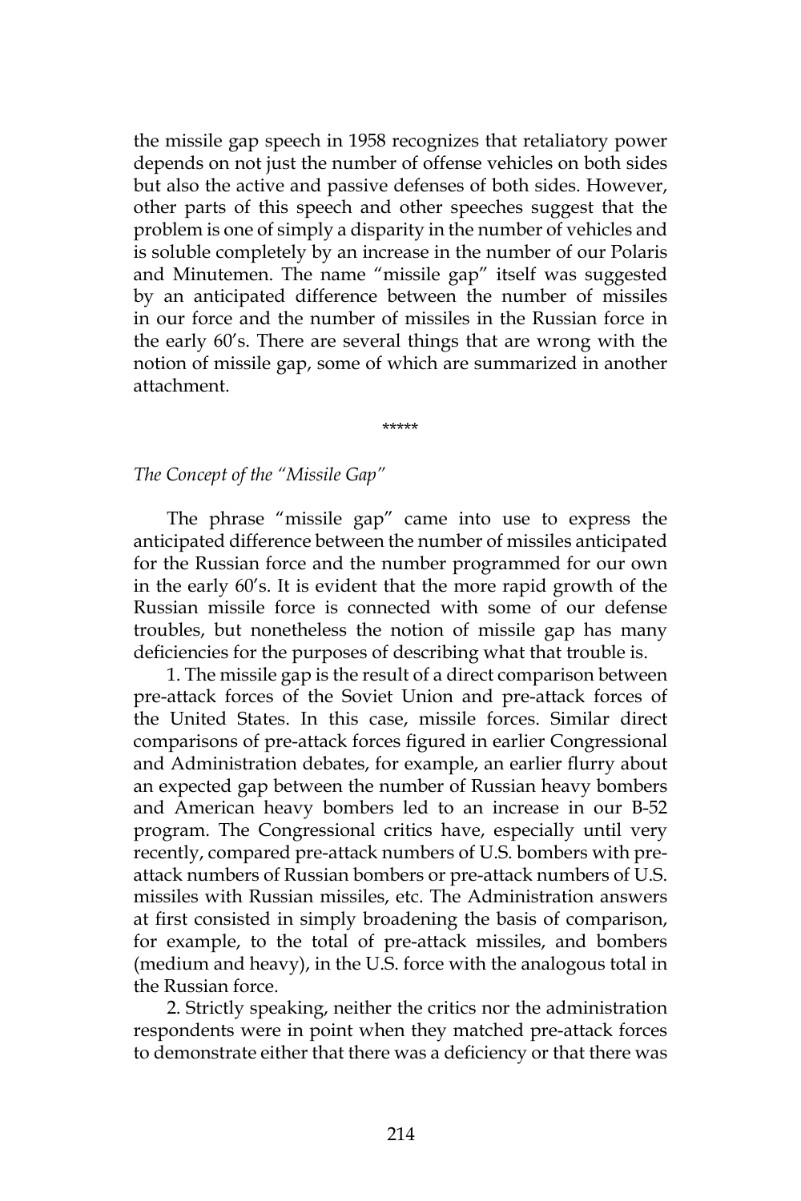the missile gap speech in 1958 recognizes that retaliatory power depends on not just the number of offense vehicles on both sides but also the active and passive defenses of both sides. However, other parts of this speech and other speeches suggest that the problem is one of simply a disparity in the number of vehicles and is soluble completely by an increase in the number of our Polaris and Minutemen. The name "missile gap" itself was suggested by an anticipated difference between the number of missiles in our force and the number of missiles in the Russian force in the early 60's. There are several things that are wrong with the notion of missile gap, some of which are summarized in another attachment.

*****

*The Concept of the "Missile Gap"*

The phrase "missile gap" came into use to express the anticipated difference between the number of missiles anticipated for the Russian force and the number programmed for our own in the early 60's. It is evident that the more rapid growth of the Russian missile force is connected with some of our defense troubles, but nonetheless the notion of missile gap has many deficiencies for the purposes of describing what that trouble is.

1. The missile gap is the result of a direct comparison between pre-attack forces of the Soviet Union and pre-attack forces of the United States. In this case, missile forces. Similar direct comparisons of pre-attack forces figured in earlier Congressional and Administration debates, for example, an earlier flurry about an expected gap between the number of Russian heavy bombers and American heavy bombers led to an increase in our B-52 program. The Congressional critics have, especially until very recently, compared pre-attack numbers of U.S. bombers with pre-attack numbers of Russian bombers or pre-attack numbers of U.S. missiles with Russian missiles, etc. The Administration answers at first consisted in simply broadening the basis of comparison, for example, to the total of pre-attack missiles, and bombers (medium and heavy), in the U.S. force with the analogous total in the Russian force.

2. Strictly speaking, neither the critics nor the administration respondents were in point when they matched pre-attack forces to demonstrate either that there was a deficiency or that there was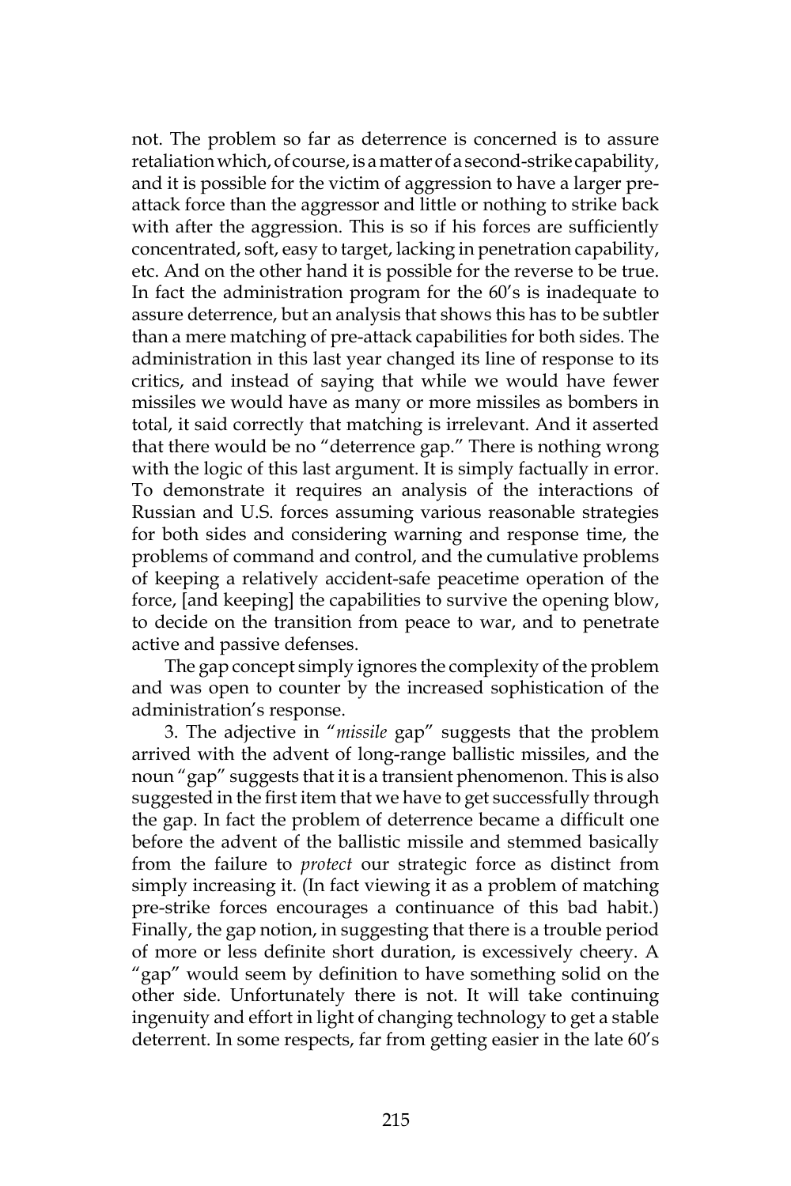not. The problem so far as deterrence is concerned is to assure retaliation which, of course, is a matter of a second-strike capability, and it is possible for the victim of aggression to have a larger pre-attack force than the aggressor and little or nothing to strike back with after the aggression. This is so if his forces are sufficiently concentrated, soft, easy to target, lacking in penetration capability, etc. And on the other hand it is possible for the reverse to be true. In fact the administration program for the 60's is inadequate to assure deterrence, but an analysis that shows this has to be subtler than a mere matching of pre-attack capabilities for both sides. The administration in this last year changed its line of response to its critics, and instead of saying that while we would have fewer missiles we would have as many or more missiles as bombers in total, it said correctly that matching is irrelevant. And it asserted that there would be no "deterrence gap." There is nothing wrong with the logic of this last argument. It is simply factually in error. To demonstrate it requires an analysis of the interactions of Russian and U.S. forces assuming various reasonable strategies for both sides and considering warning and response time, the problems of command and control, and the cumulative problems of keeping a relatively accident-safe peacetime operation of the force, [and keeping] the capabilities to survive the opening blow, to decide on the transition from peace to war, and to penetrate active and passive defenses.

The gap concept simply ignores the complexity of the problem and was open to counter by the increased sophistication of the administration's response.

3. The adjective in "*missile* gap" suggests that the problem arrived with the advent of long-range ballistic missiles, and the noun "gap" suggests that it is a transient phenomenon. This is also suggested in the first item that we have to get successfully through the gap. In fact the problem of deterrence became a difficult one before the advent of the ballistic missile and stemmed basically from the failure to *protect* our strategic force as distinct from simply increasing it. (In fact viewing it as a problem of matching pre-strike forces encourages a continuance of this bad habit.) Finally, the gap notion, in suggesting that there is a trouble period of more or less definite short duration, is excessively cheery. A "gap" would seem by definition to have something solid on the other side. Unfortunately there is not. It will take continuing ingenuity and effort in light of changing technology to get a stable deterrent. In some respects, far from getting easier in the late 60's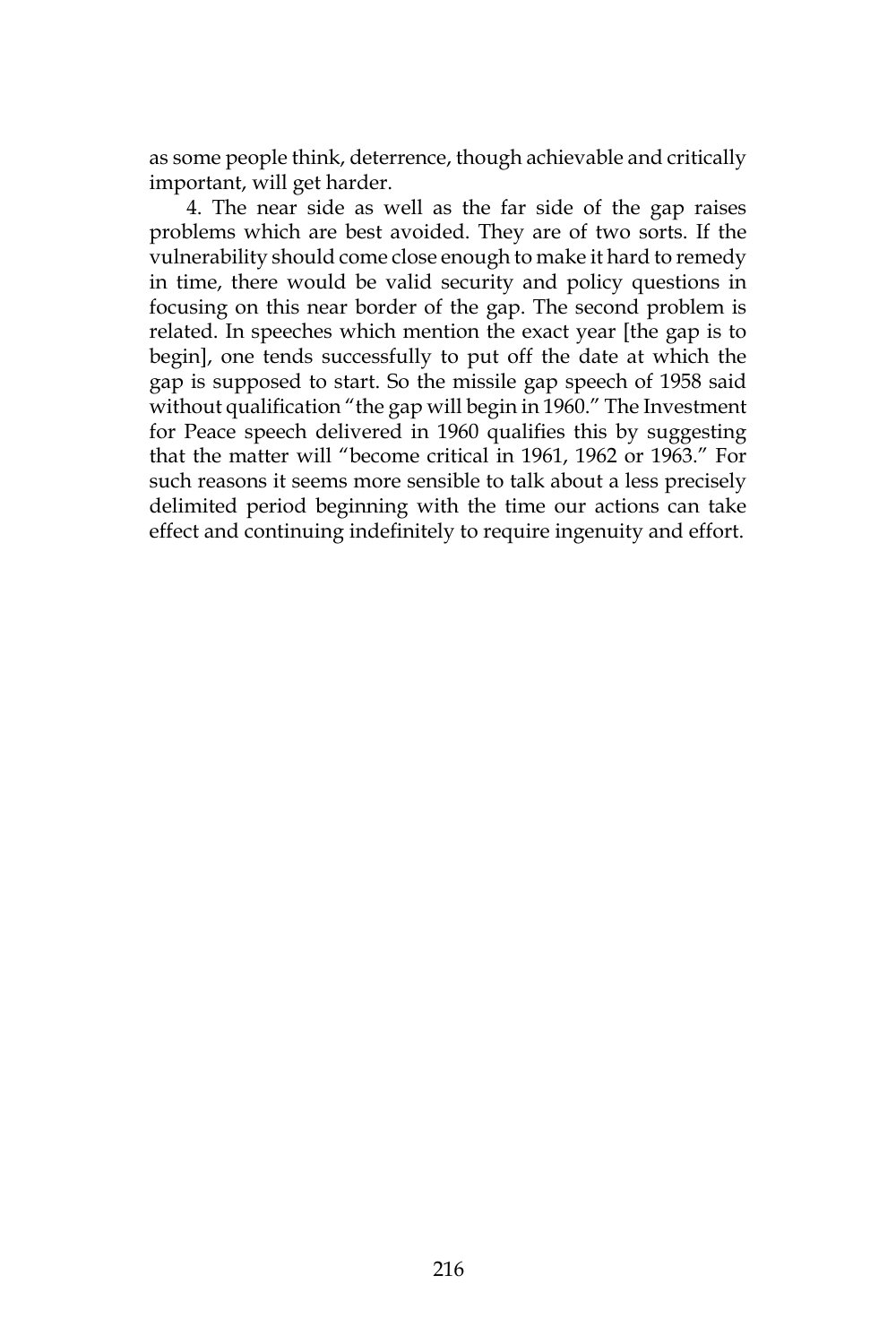as some people think, deterrence, though achievable and critically important, will get harder.

4. The near side as well as the far side of the gap raises problems which are best avoided. They are of two sorts. If the vulnerability should come close enough to make it hard to remedy in time, there would be valid security and policy questions in focusing on this near border of the gap. The second problem is related. In speeches which mention the exact year [the gap is to begin], one tends successfully to put off the date at which the gap is supposed to start. So the missile gap speech of 1958 said without qualification "the gap will begin in 1960." The Investment for Peace speech delivered in 1960 qualifies this by suggesting that the matter will "become critical in 1961, 1962 or 1963." For such reasons it seems more sensible to talk about a less precisely delimited period beginning with the time our actions can take effect and continuing indefinitely to require ingenuity and effort.